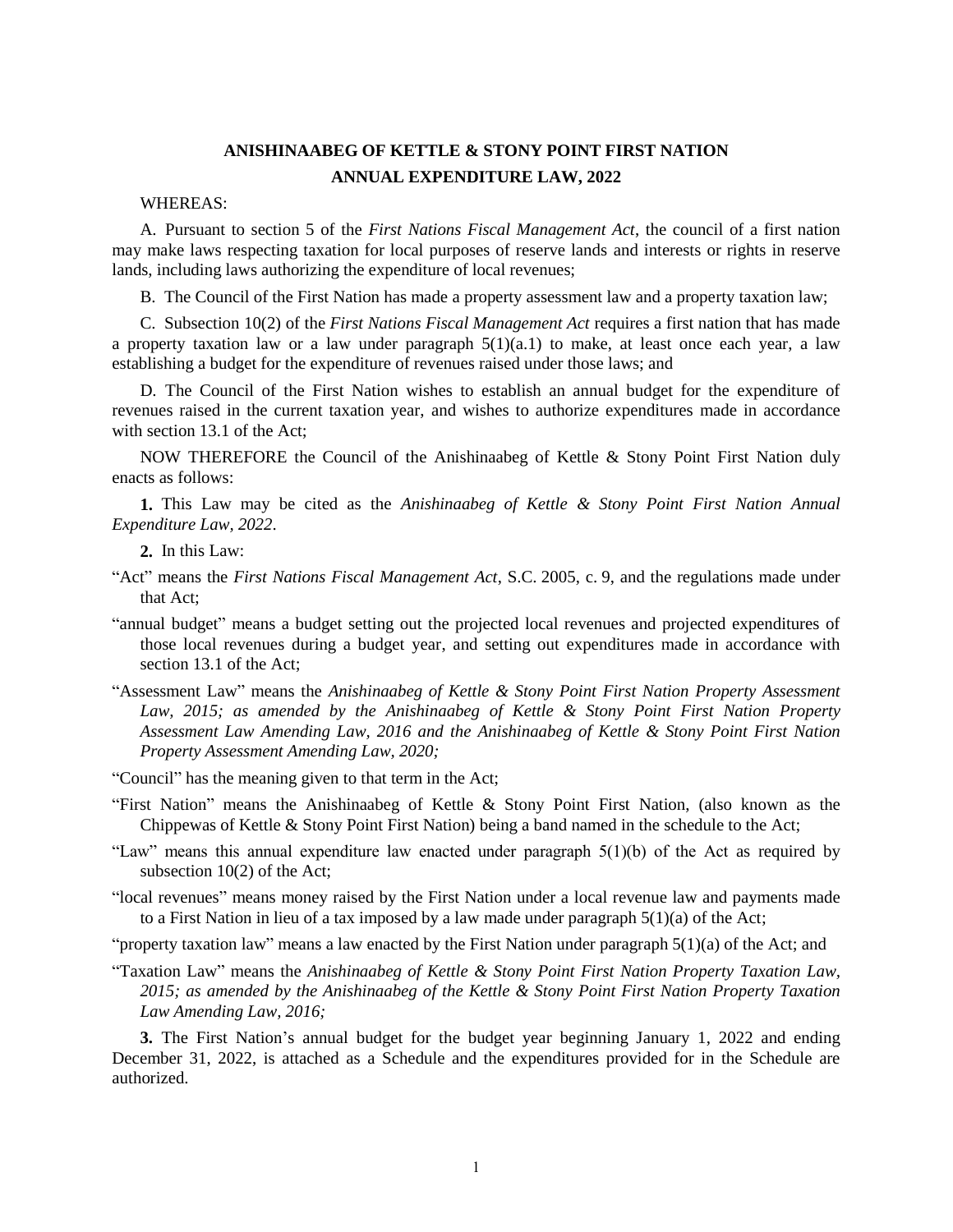# ANISHINAABEG OF KETTLE & STONY POINT FIRST NATION
## ANNUAL EXPENDITURE LAW, 2022

WHEREAS:

A. Pursuant to section 5 of the *First Nations Fiscal Management Act*, the council of a first nation may make laws respecting taxation for local purposes of reserve lands and interests or rights in reserve lands, including laws authorizing the expenditure of local revenues;

B. The Council of the First Nation has made a property assessment law and a property taxation law;

C. Subsection 10(2) of the *First Nations Fiscal Management Act* requires a first nation that has made a property taxation law or a law under paragraph 5(1)(a.1) to make, at least once each year, a law establishing a budget for the expenditure of revenues raised under those laws; and

D. The Council of the First Nation wishes to establish an annual budget for the expenditure of revenues raised in the current taxation year, and wishes to authorize expenditures made in accordance with section 13.1 of the Act;

NOW THEREFORE the Council of the Anishinaabeg of Kettle & Stony Point First Nation duly enacts as follows:

**1.** This Law may be cited as the *Anishinaabeg of Kettle & Stony Point First Nation Annual Expenditure Law, 2022*.

**2.** In this Law:

"Act" means the *First Nations Fiscal Management Act*, S.C. 2005, c. 9, and the regulations made under that Act;

"annual budget" means a budget setting out the projected local revenues and projected expenditures of those local revenues during a budget year, and setting out expenditures made in accordance with section 13.1 of the Act;

"Assessment Law" means the *Anishinaabeg of Kettle & Stony Point First Nation Property Assessment Law, 2015; as amended by the Anishinaabeg of Kettle & Stony Point First Nation Property Assessment Law Amending Law, 2016 and the Anishinaabeg of Kettle & Stony Point First Nation Property Assessment Amending Law, 2020;*

"Council" has the meaning given to that term in the Act;

"First Nation" means the Anishinaabeg of Kettle & Stony Point First Nation, (also known as the Chippewas of Kettle & Stony Point First Nation) being a band named in the schedule to the Act;

"Law" means this annual expenditure law enacted under paragraph 5(1)(b) of the Act as required by subsection 10(2) of the Act;

"local revenues" means money raised by the First Nation under a local revenue law and payments made to a First Nation in lieu of a tax imposed by a law made under paragraph 5(1)(a) of the Act;

"property taxation law" means a law enacted by the First Nation under paragraph 5(1)(a) of the Act; and

"Taxation Law" means the *Anishinaabeg of Kettle & Stony Point First Nation Property Taxation Law, 2015; as amended by the Anishinaabeg of the Kettle & Stony Point First Nation Property Taxation Law Amending Law, 2016;*

**3.** The First Nation's annual budget for the budget year beginning January 1, 2022 and ending December 31, 2022, is attached as a Schedule and the expenditures provided for in the Schedule are authorized.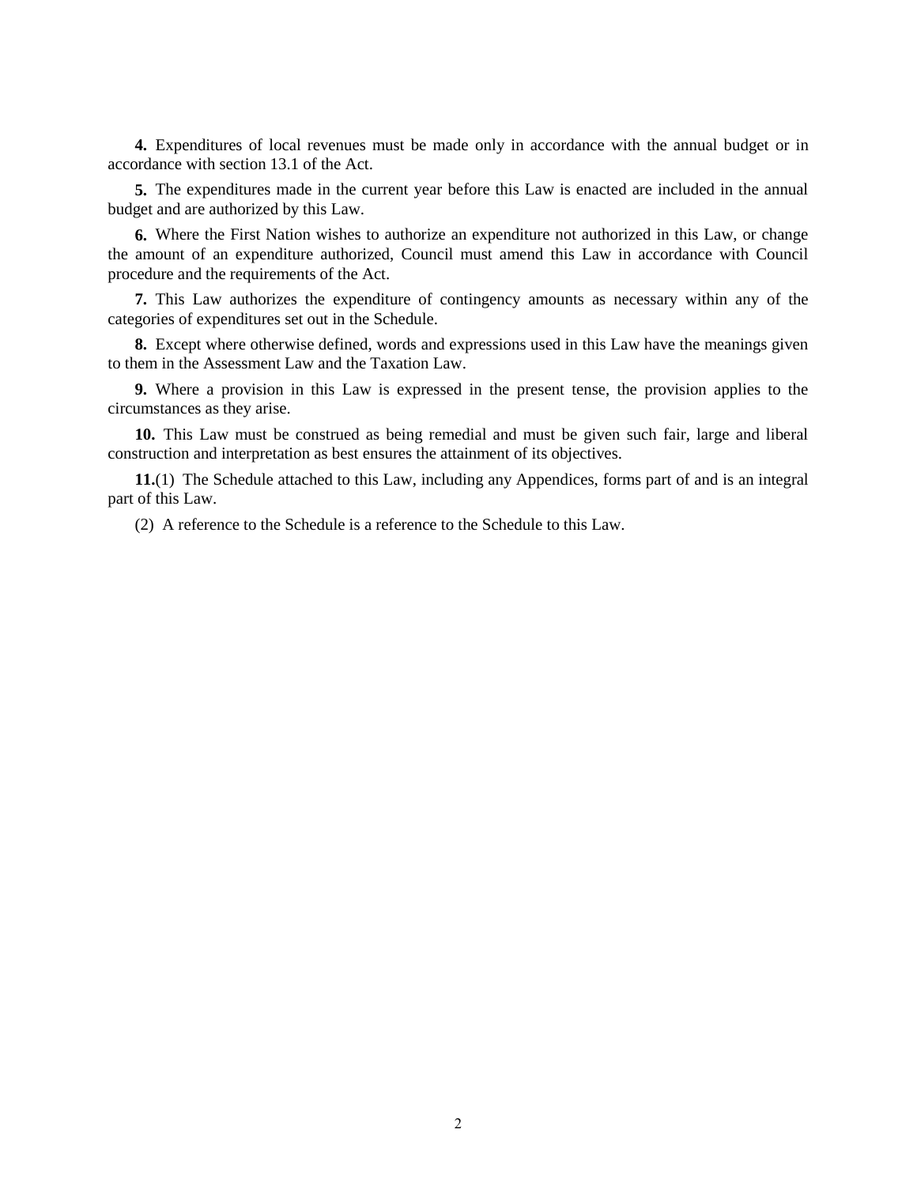**4.** Expenditures of local revenues must be made only in accordance with the annual budget or in accordance with section 13.1 of the Act.

**5.** The expenditures made in the current year before this Law is enacted are included in the annual budget and are authorized by this Law.

**6.** Where the First Nation wishes to authorize an expenditure not authorized in this Law, or change the amount of an expenditure authorized, Council must amend this Law in accordance with Council procedure and the requirements of the Act.

**7.** This Law authorizes the expenditure of contingency amounts as necessary within any of the categories of expenditures set out in the Schedule.

**8.** Except where otherwise defined, words and expressions used in this Law have the meanings given to them in the Assessment Law and the Taxation Law.

**9.** Where a provision in this Law is expressed in the present tense, the provision applies to the circumstances as they arise.

**10.** This Law must be construed as being remedial and must be given such fair, large and liberal construction and interpretation as best ensures the attainment of its objectives.

**11.**(1) The Schedule attached to this Law, including any Appendices, forms part of and is an integral part of this Law.

(2) A reference to the Schedule is a reference to the Schedule to this Law.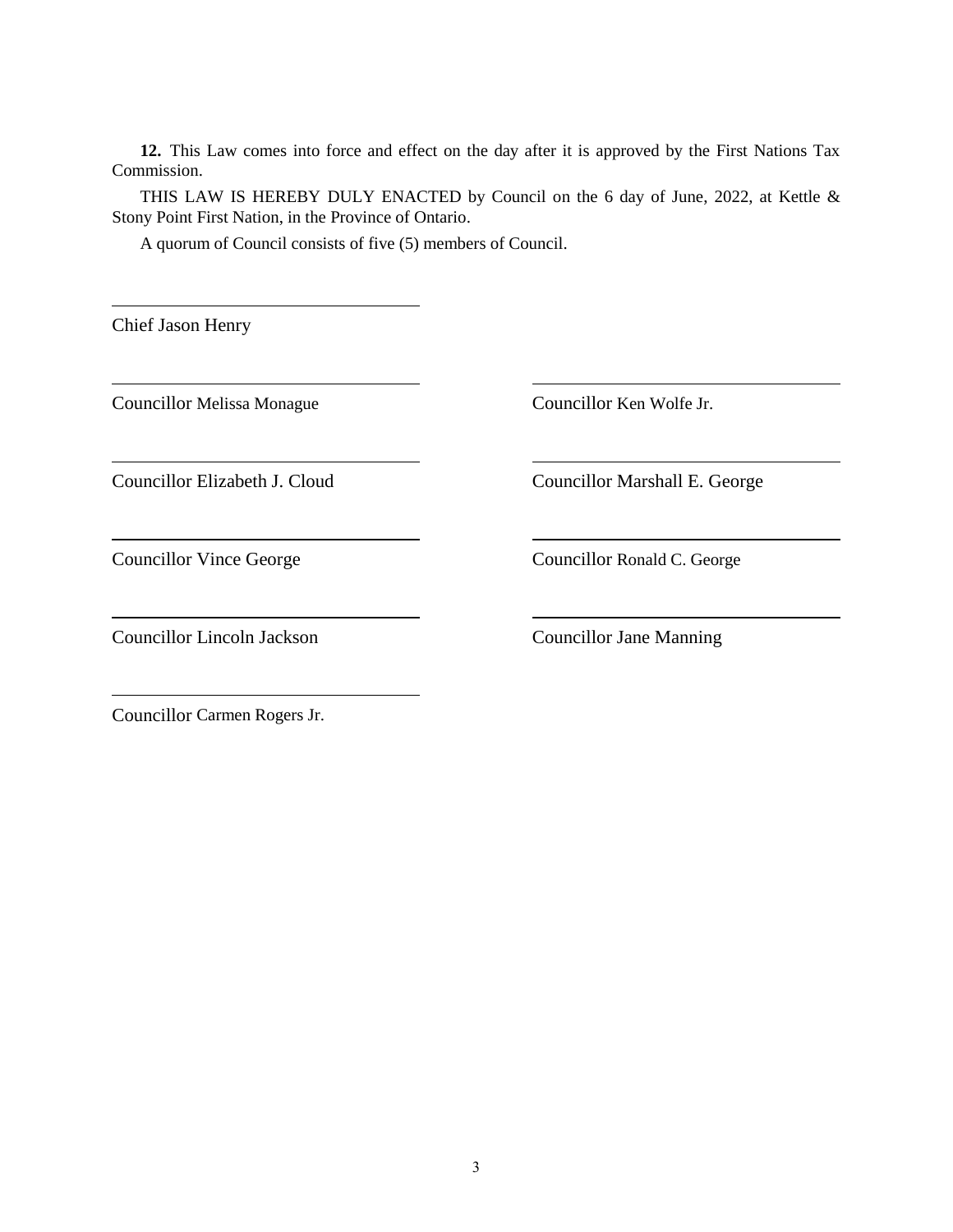**12.** This Law comes into force and effect on the day after it is approved by the First Nations Tax Commission.

THIS LAW IS HEREBY DULY ENACTED by Council on the 6 day of June, 2022, at Kettle & Stony Point First Nation, in the Province of Ontario.

A quorum of Council consists of five (5) members of Council.

\_\_\_\_\_\_\_\_\_\_\_\_\_\_\_\_\_\_\_\_\_\_\_\_\_\_\_\_\_\_\_\_

Chief Jason Henry

\_\_\_\_\_\_\_\_\_\_\_\_\_\_\_\_\_\_\_\_\_\_\_\_\_\_\_\_\_\_\_\_

Councillor Melissa Monague

\_\_\_\_\_\_\_\_\_\_\_\_\_\_\_\_\_\_\_\_\_\_\_\_\_\_\_\_\_\_\_\_

Councillor Ken Wolfe Jr.

\_\_\_\_\_\_\_\_\_\_\_\_\_\_\_\_\_\_\_\_\_\_\_\_\_\_\_\_\_\_\_\_

Councillor Elizabeth J. Cloud

\_\_\_\_\_\_\_\_\_\_\_\_\_\_\_\_\_\_\_\_\_\_\_\_\_\_\_\_\_\_\_\_

Councillor Marshall E. George

\_\_\_\_\_\_\_\_\_\_\_\_\_\_\_\_\_\_\_\_\_\_\_\_\_\_\_\_\_\_\_\_

Councillor Vince George

\_\_\_\_\_\_\_\_\_\_\_\_\_\_\_\_\_\_\_\_\_\_\_\_\_\_\_\_\_\_\_\_

Councillor Ronald C. George

\_\_\_\_\_\_\_\_\_\_\_\_\_\_\_\_\_\_\_\_\_\_\_\_\_\_\_\_\_\_\_\_

Councillor Lincoln Jackson

\_\_\_\_\_\_\_\_\_\_\_\_\_\_\_\_\_\_\_\_\_\_\_\_\_\_\_\_\_\_\_\_

Councillor Jane Manning

\_\_\_\_\_\_\_\_\_\_\_\_\_\_\_\_\_\_\_\_\_\_\_\_\_\_\_\_\_\_\_\_

Councillor Carmen Rogers Jr.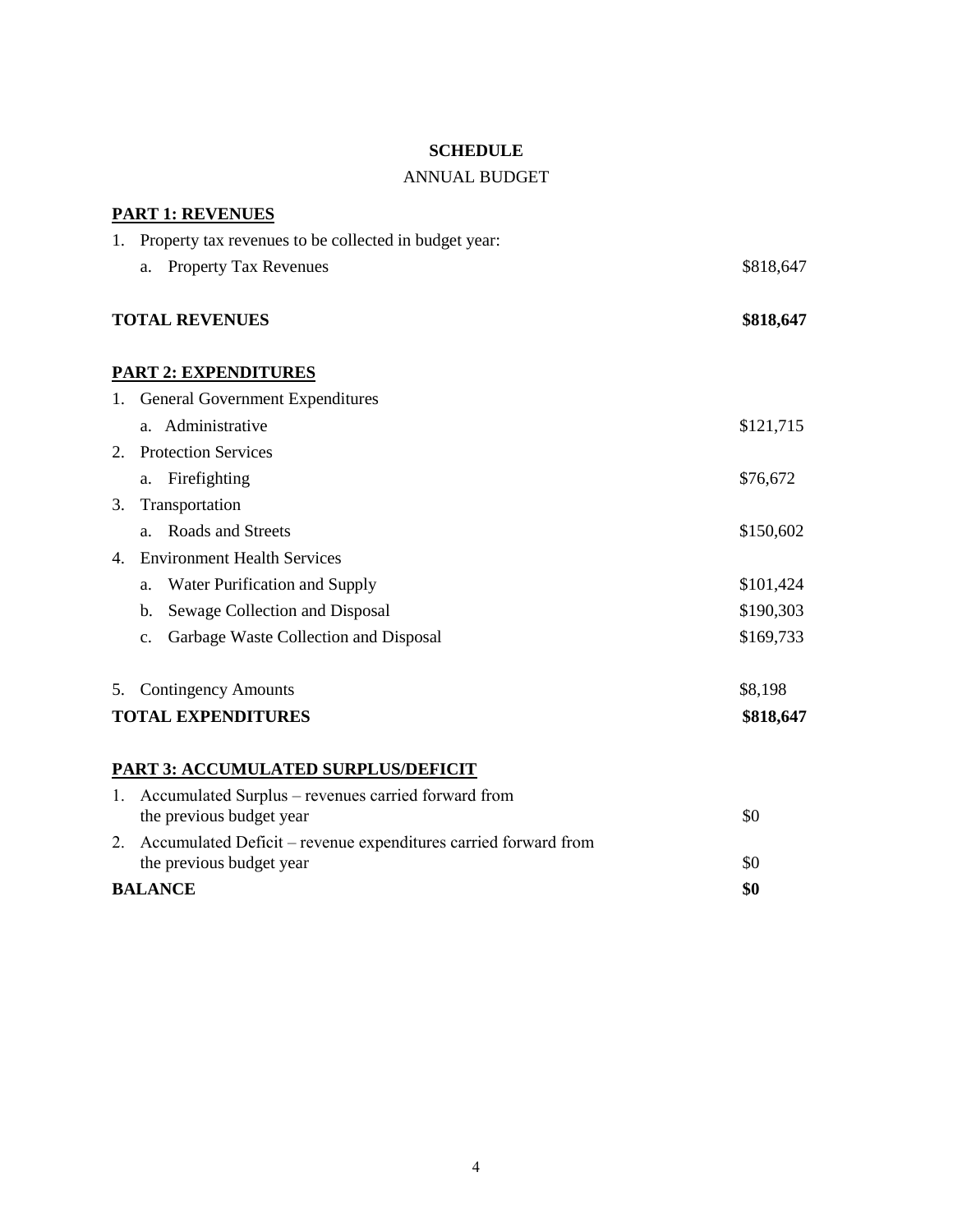**SCHEDULE**

ANNUAL BUDGET

**PART 1: REVENUES**

| | |
|---|---|
| 1. Property tax revenues to be collected in budget year: | |
| a. Property Tax Revenues | $818,647 |
| **TOTAL REVENUES** | **$818,647** |

**PART 2: EXPENDITURES**

| | |
|---|---|
| 1. General Government Expenditures | |
| a. Administrative | $121,715 |
| 2. Protection Services | |
| a. Firefighting | $76,672 |
| 3. Transportation | |
| a. Roads and Streets | $150,602 |
| 4. Environment Health Services | |
| a. Water Purification and Supply | $101,424 |
| b. Sewage Collection and Disposal | $190,303 |
| c. Garbage Waste Collection and Disposal | $169,733 |
| 5. Contingency Amounts | $8,198 |
| **TOTAL EXPENDITURES** | **$818,647** |

**PART 3: ACCUMULATED SURPLUS/DEFICIT**

| | |
|---|---|
| 1. Accumulated Surplus – revenues carried forward from the previous budget year | $0 |
| 2. Accumulated Deficit – revenue expenditures carried forward from the previous budget year | $0 |
| **BALANCE** | **$0** |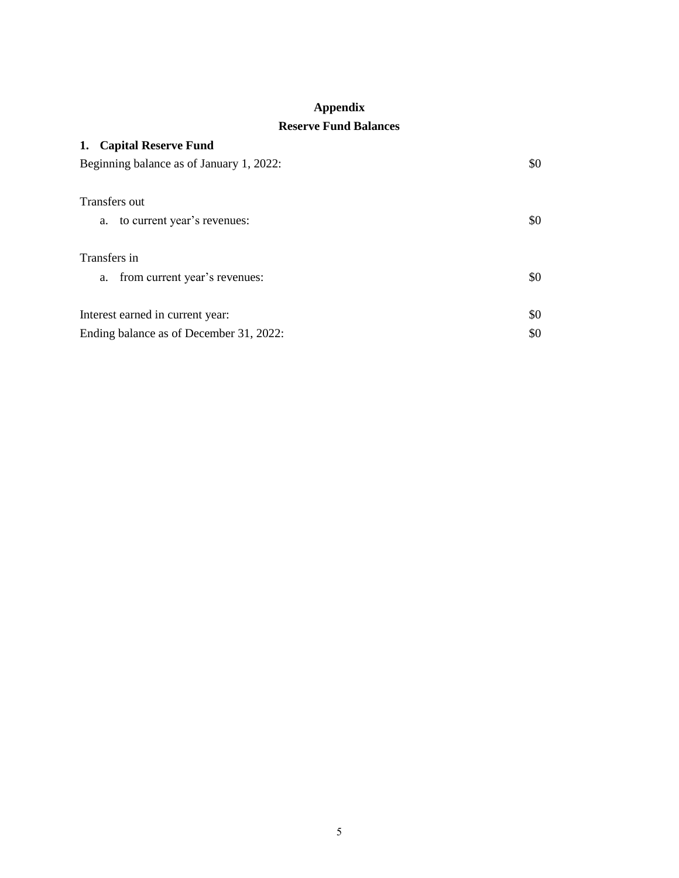# Appendix

## Reserve Fund Balances

### 1. Capital Reserve Fund

| | |
|---|---|
| Beginning balance as of January 1, 2022: | $0 |
| Transfers out | |
| a. to current year's revenues: | $0 |
| Transfers in | |
| a. from current year's revenues: | $0 |
| Interest earned in current year: | $0 |
| Ending balance as of December 31, 2022: | $0 |